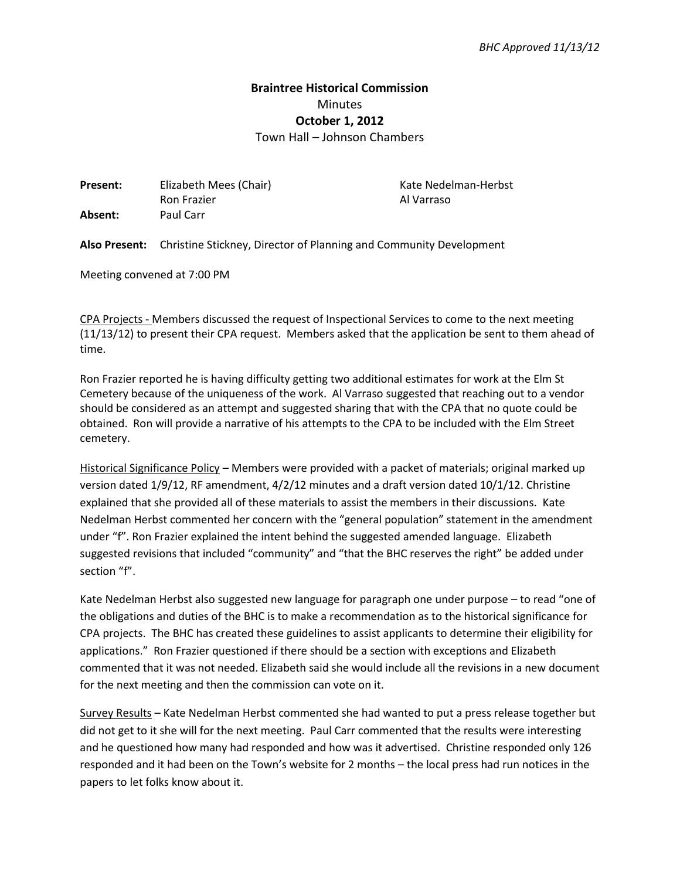*BHC Approved 11/13/12*

**Braintree Historical Commission**
Minutes
**October 1, 2012**
Town Hall – Johnson Chambers

**Present:** Elizabeth Mees (Chair), Ron Frazier, Kate Nedelman-Herbst, Al Varraso
**Absent:** Paul Carr

**Also Present:** Christine Stickney, Director of Planning and Community Development

Meeting convened at 7:00 PM

CPA Projects - Members discussed the request of Inspectional Services to come to the next meeting (11/13/12) to present their CPA request. Members asked that the application be sent to them ahead of time.

Ron Frazier reported he is having difficulty getting two additional estimates for work at the Elm St Cemetery because of the uniqueness of the work. Al Varraso suggested that reaching out to a vendor should be considered as an attempt and suggested sharing that with the CPA that no quote could be obtained. Ron will provide a narrative of his attempts to the CPA to be included with the Elm Street cemetery.

Historical Significance Policy – Members were provided with a packet of materials; original marked up version dated 1/9/12, RF amendment, 4/2/12 minutes and a draft version dated 10/1/12. Christine explained that she provided all of these materials to assist the members in their discussions. Kate Nedelman Herbst commented her concern with the "general population" statement in the amendment under "f". Ron Frazier explained the intent behind the suggested amended language. Elizabeth suggested revisions that included "community" and "that the BHC reserves the right" be added under section "f".

Kate Nedelman Herbst also suggested new language for paragraph one under purpose – to read "one of the obligations and duties of the BHC is to make a recommendation as to the historical significance for CPA projects. The BHC has created these guidelines to assist applicants to determine their eligibility for applications." Ron Frazier questioned if there should be a section with exceptions and Elizabeth commented that it was not needed. Elizabeth said she would include all the revisions in a new document for the next meeting and then the commission can vote on it.

Survey Results – Kate Nedelman Herbst commented she had wanted to put a press release together but did not get to it she will for the next meeting. Paul Carr commented that the results were interesting and he questioned how many had responded and how was it advertised. Christine responded only 126 responded and it had been on the Town's website for 2 months – the local press had run notices in the papers to let folks know about it.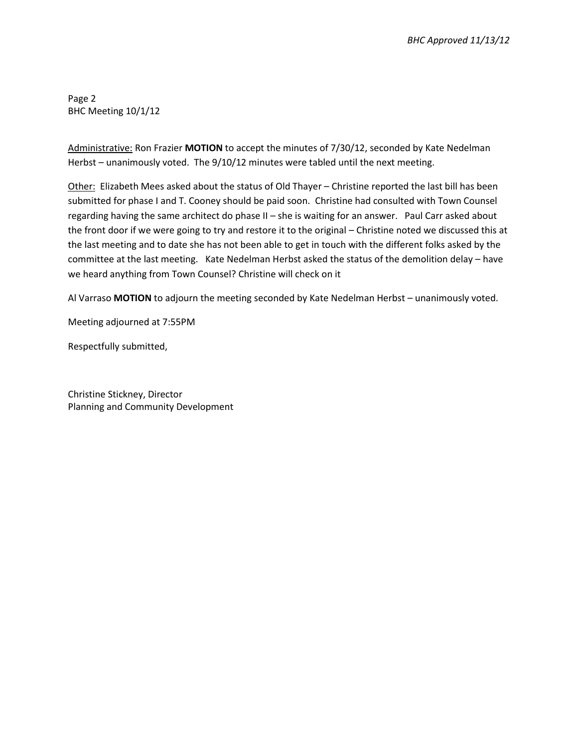*BHC Approved 11/13/12*

Page 2
BHC Meeting 10/1/12

Administrative: Ron Frazier **MOTION** to accept the minutes of 7/30/12, seconded by Kate Nedelman Herbst – unanimously voted. The 9/10/12 minutes were tabled until the next meeting.

Other: Elizabeth Mees asked about the status of Old Thayer – Christine reported the last bill has been submitted for phase I and T. Cooney should be paid soon. Christine had consulted with Town Counsel regarding having the same architect do phase II – she is waiting for an answer. Paul Carr asked about the front door if we were going to try and restore it to the original – Christine noted we discussed this at the last meeting and to date she has not been able to get in touch with the different folks asked by the committee at the last meeting. Kate Nedelman Herbst asked the status of the demolition delay – have we heard anything from Town Counsel? Christine will check on it

Al Varraso **MOTION** to adjourn the meeting seconded by Kate Nedelman Herbst – unanimously voted.

Meeting adjourned at 7:55PM

Respectfully submitted,

Christine Stickney, Director
Planning and Community Development